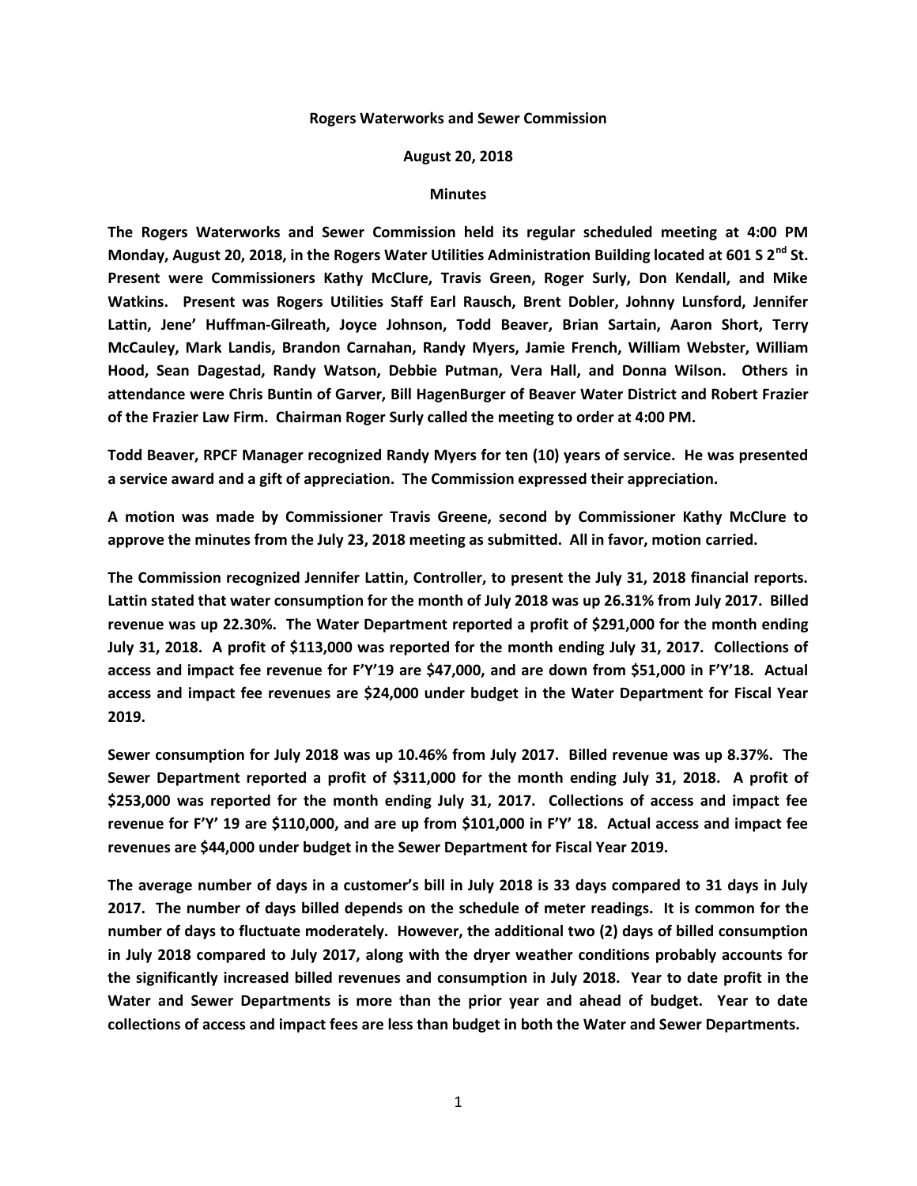**Rogers Waterworks and Sewer Commission**

**August 20, 2018**

**Minutes**

**The Rogers Waterworks and Sewer Commission held its regular scheduled meeting at 4:00 PM Monday, August 20, 2018, in the Rogers Water Utilities Administration Building located at 601 S 2nd St. Present were Commissioners Kathy McClure, Travis Green, Roger Surly, Don Kendall, and Mike Watkins. Present was Rogers Utilities Staff Earl Rausch, Brent Dobler, Johnny Lunsford, Jennifer Lattin, Jene' Huffman-Gilreath, Joyce Johnson, Todd Beaver, Brian Sartain, Aaron Short, Terry McCauley, Mark Landis, Brandon Carnahan, Randy Myers, Jamie French, William Webster, William Hood, Sean Dagestad, Randy Watson, Debbie Putman, Vera Hall, and Donna Wilson. Others in attendance were Chris Buntin of Garver, Bill HagenBurger of Beaver Water District and Robert Frazier of the Frazier Law Firm. Chairman Roger Surly called the meeting to order at 4:00 PM.**

**Todd Beaver, RPCF Manager recognized Randy Myers for ten (10) years of service. He was presented a service award and a gift of appreciation. The Commission expressed their appreciation.**

**A motion was made by Commissioner Travis Greene, second by Commissioner Kathy McClure to approve the minutes from the July 23, 2018 meeting as submitted. All in favor, motion carried.**

**The Commission recognized Jennifer Lattin, Controller, to present the July 31, 2018 financial reports. Lattin stated that water consumption for the month of July 2018 was up 26.31% from July 2017. Billed revenue was up 22.30%. The Water Department reported a profit of $291,000 for the month ending July 31, 2018. A profit of $113,000 was reported for the month ending July 31, 2017. Collections of access and impact fee revenue for F'Y'19 are $47,000, and are down from $51,000 in F'Y'18. Actual access and impact fee revenues are $24,000 under budget in the Water Department for Fiscal Year 2019.**

**Sewer consumption for July 2018 was up 10.46% from July 2017. Billed revenue was up 8.37%. The Sewer Department reported a profit of $311,000 for the month ending July 31, 2018. A profit of $253,000 was reported for the month ending July 31, 2017. Collections of access and impact fee revenue for F'Y' 19 are $110,000, and are up from $101,000 in F'Y' 18. Actual access and impact fee revenues are $44,000 under budget in the Sewer Department for Fiscal Year 2019.**

**The average number of days in a customer's bill in July 2018 is 33 days compared to 31 days in July 2017. The number of days billed depends on the schedule of meter readings. It is common for the number of days to fluctuate moderately. However, the additional two (2) days of billed consumption in July 2018 compared to July 2017, along with the dryer weather conditions probably accounts for the significantly increased billed revenues and consumption in July 2018. Year to date profit in the Water and Sewer Departments is more than the prior year and ahead of budget. Year to date collections of access and impact fees are less than budget in both the Water and Sewer Departments.**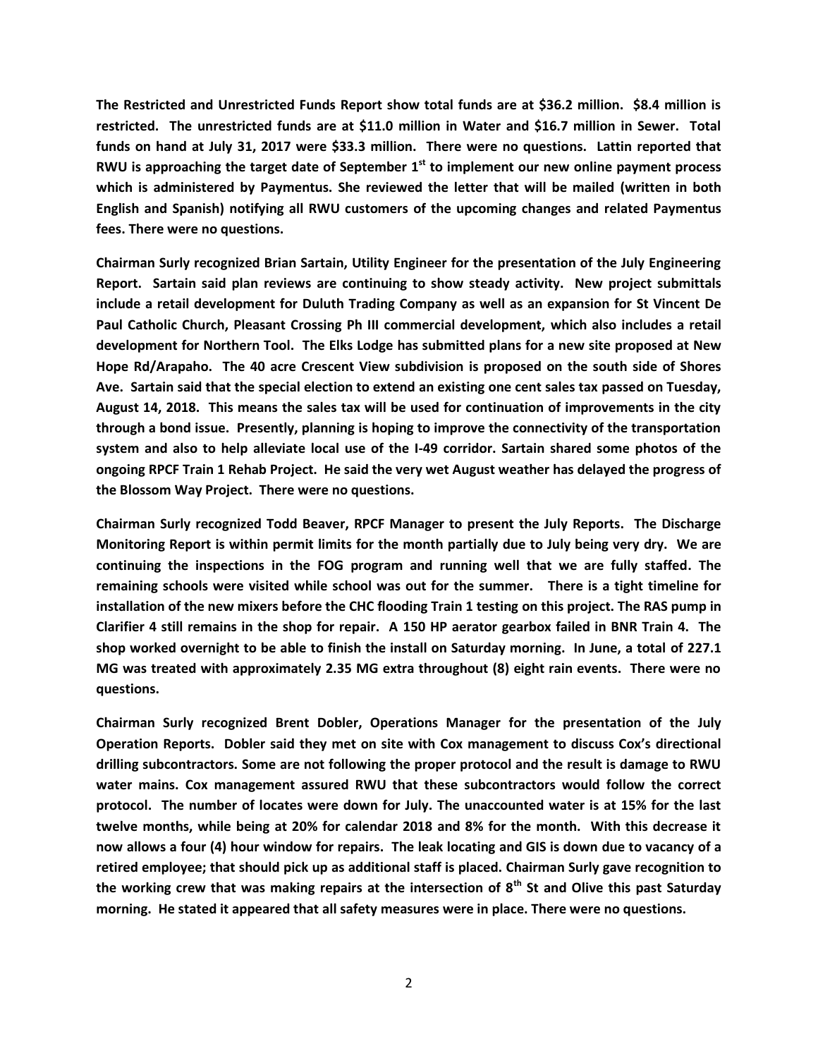**The Restricted and Unrestricted Funds Report show total funds are at $36.2 million. $8.4 million is restricted. The unrestricted funds are at $11.0 million in Water and $16.7 million in Sewer. Total funds on hand at July 31, 2017 were $33.3 million. There were no questions. Lattin reported that RWU is approaching the target date of September 1st to implement our new online payment process which is administered by Paymentus. She reviewed the letter that will be mailed (written in both English and Spanish) notifying all RWU customers of the upcoming changes and related Paymentus fees. There were no questions.**

**Chairman Surly recognized Brian Sartain, Utility Engineer for the presentation of the July Engineering Report. Sartain said plan reviews are continuing to show steady activity. New project submittals include a retail development for Duluth Trading Company as well as an expansion for St Vincent De Paul Catholic Church, Pleasant Crossing Ph III commercial development, which also includes a retail development for Northern Tool. The Elks Lodge has submitted plans for a new site proposed at New Hope Rd/Arapaho. The 40 acre Crescent View subdivision is proposed on the south side of Shores Ave. Sartain said that the special election to extend an existing one cent sales tax passed on Tuesday, August 14, 2018. This means the sales tax will be used for continuation of improvements in the city through a bond issue. Presently, planning is hoping to improve the connectivity of the transportation system and also to help alleviate local use of the I-49 corridor. Sartain shared some photos of the ongoing RPCF Train 1 Rehab Project. He said the very wet August weather has delayed the progress of the Blossom Way Project. There were no questions.**

**Chairman Surly recognized Todd Beaver, RPCF Manager to present the July Reports. The Discharge Monitoring Report is within permit limits for the month partially due to July being very dry. We are continuing the inspections in the FOG program and running well that we are fully staffed. The remaining schools were visited while school was out for the summer. There is a tight timeline for installation of the new mixers before the CHC flooding Train 1 testing on this project. The RAS pump in Clarifier 4 still remains in the shop for repair. A 150 HP aerator gearbox failed in BNR Train 4. The shop worked overnight to be able to finish the install on Saturday morning. In June, a total of 227.1 MG was treated with approximately 2.35 MG extra throughout (8) eight rain events. There were no questions.**

**Chairman Surly recognized Brent Dobler, Operations Manager for the presentation of the July Operation Reports. Dobler said they met on site with Cox management to discuss Cox's directional drilling subcontractors. Some are not following the proper protocol and the result is damage to RWU water mains. Cox management assured RWU that these subcontractors would follow the correct protocol. The number of locates were down for July. The unaccounted water is at 15% for the last twelve months, while being at 20% for calendar 2018 and 8% for the month. With this decrease it now allows a four (4) hour window for repairs. The leak locating and GIS is down due to vacancy of a retired employee; that should pick up as additional staff is placed. Chairman Surly gave recognition to the working crew that was making repairs at the intersection of 8th St and Olive this past Saturday morning. He stated it appeared that all safety measures were in place. There were no questions.**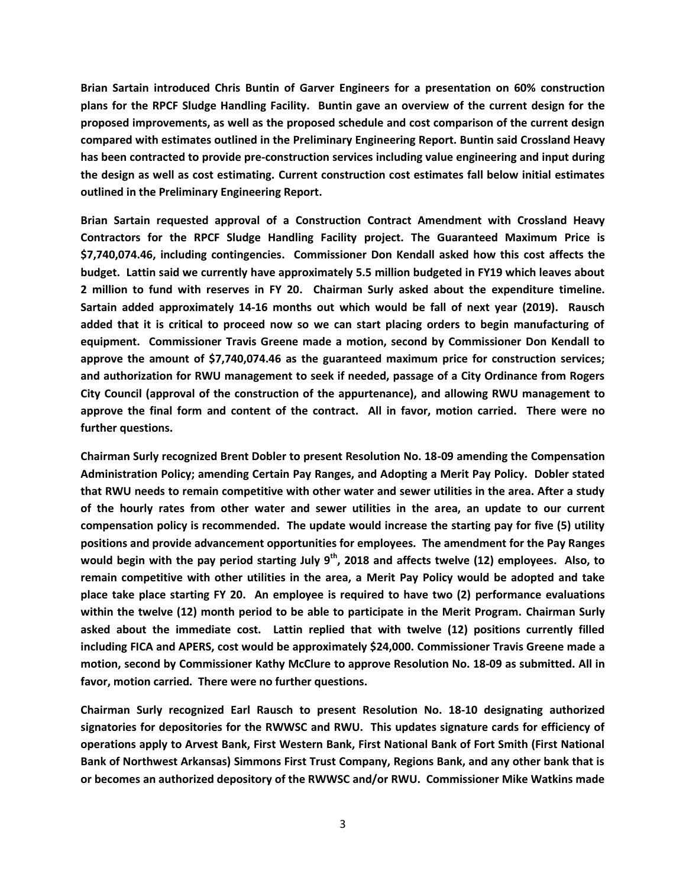**Brian Sartain introduced Chris Buntin of Garver Engineers for a presentation on 60% construction plans for the RPCF Sludge Handling Facility. Buntin gave an overview of the current design for the proposed improvements, as well as the proposed schedule and cost comparison of the current design compared with estimates outlined in the Preliminary Engineering Report. Buntin said Crossland Heavy has been contracted to provide pre-construction services including value engineering and input during the design as well as cost estimating. Current construction cost estimates fall below initial estimates outlined in the Preliminary Engineering Report.**

**Brian Sartain requested approval of a Construction Contract Amendment with Crossland Heavy Contractors for the RPCF Sludge Handling Facility project. The Guaranteed Maximum Price is $7,740,074.46, including contingencies. Commissioner Don Kendall asked how this cost affects the budget. Lattin said we currently have approximately 5.5 million budgeted in FY19 which leaves about 2 million to fund with reserves in FY 20. Chairman Surly asked about the expenditure timeline. Sartain added approximately 14-16 months out which would be fall of next year (2019). Rausch added that it is critical to proceed now so we can start placing orders to begin manufacturing of equipment. Commissioner Travis Greene made a motion, second by Commissioner Don Kendall to approve the amount of $7,740,074.46 as the guaranteed maximum price for construction services; and authorization for RWU management to seek if needed, passage of a City Ordinance from Rogers City Council (approval of the construction of the appurtenance), and allowing RWU management to approve the final form and content of the contract. All in favor, motion carried. There were no further questions.**

**Chairman Surly recognized Brent Dobler to present Resolution No. 18-09 amending the Compensation Administration Policy; amending Certain Pay Ranges, and Adopting a Merit Pay Policy. Dobler stated that RWU needs to remain competitive with other water and sewer utilities in the area. After a study of the hourly rates from other water and sewer utilities in the area, an update to our current compensation policy is recommended. The update would increase the starting pay for five (5) utility positions and provide advancement opportunities for employees. The amendment for the Pay Ranges would begin with the pay period starting July 9th, 2018 and affects twelve (12) employees. Also, to remain competitive with other utilities in the area, a Merit Pay Policy would be adopted and take place take place starting FY 20. An employee is required to have two (2) performance evaluations within the twelve (12) month period to be able to participate in the Merit Program. Chairman Surly asked about the immediate cost. Lattin replied that with twelve (12) positions currently filled including FICA and APERS, cost would be approximately $24,000. Commissioner Travis Greene made a motion, second by Commissioner Kathy McClure to approve Resolution No. 18-09 as submitted. All in favor, motion carried. There were no further questions.**

**Chairman Surly recognized Earl Rausch to present Resolution No. 18-10 designating authorized signatories for depositories for the RWWSC and RWU. This updates signature cards for efficiency of operations apply to Arvest Bank, First Western Bank, First National Bank of Fort Smith (First National Bank of Northwest Arkansas) Simmons First Trust Company, Regions Bank, and any other bank that is or becomes an authorized depository of the RWWSC and/or RWU. Commissioner Mike Watkins made**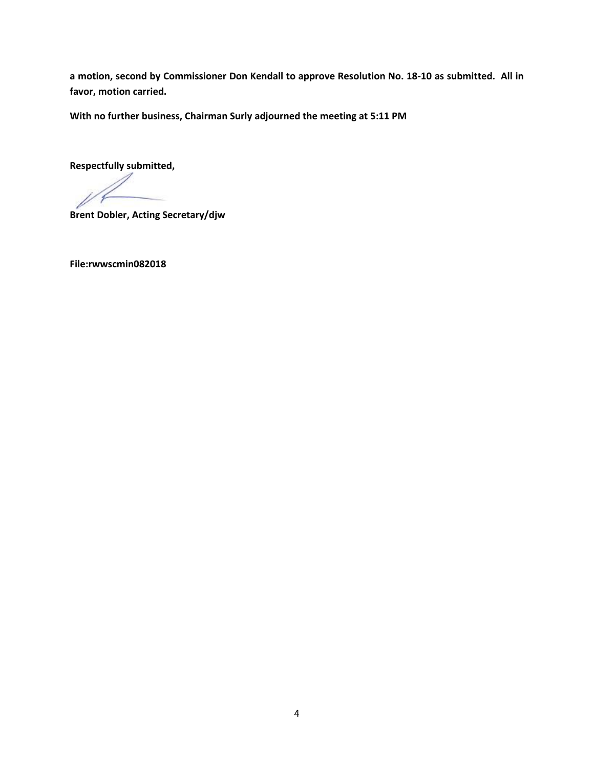**a motion, second by Commissioner Don Kendall to approve Resolution No. 18-10 as submitted. All in favor, motion carried.**

**With no further business, Chairman Surly adjourned the meeting at 5:11 PM**

**Respectfully submitted,**

**Brent Dobler, Acting Secretary/djw**

**File:rwwscmin082018**